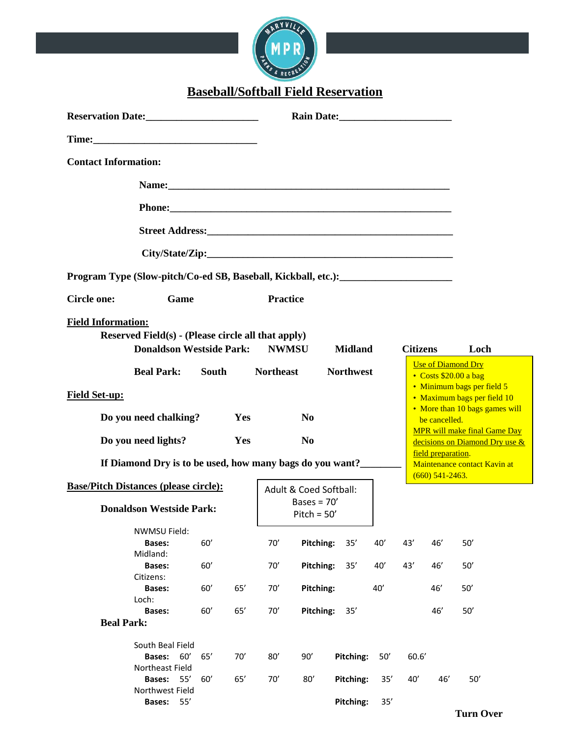# Baseball/Softball Field Reservation

**Reservation Date:______________________** **Rain Date:______________________**

**Time:________________________________**

**Contact Information:**

**Name:_______________________________________________________**

**Phone:_______________________________________________________**

**Street Address:_________________________________________________**

**City/State/Zip:_________________________________________________**

**Program Type (Slow-pitch/Co-ed SB, Baseball, Kickball, etc.):_____________________**

**Circle one:** **Game** **Practice**

**Field Information:**

**Reserved Field(s) - (Please circle all that apply)**

**Donaldson Westside Park:** **NWMSU** **Midland** **Citizens** **Loch**

**Beal Park:** **South** **Northeast** **Northwest**

Use of Diamond Dry
- Costs $20.00 a bag
- Minimum bags per field 5
- Maximum bags per field 10
- More than 10 bags games will be cancelled.

MPR will make final Game Day decisions on Diamond Dry use & field preparation. Maintenance contact Kavin at (660) 541-2463.

**Field Set-up:**

**Do you need chalking?** **Yes** **No**

**Do you need lights?** **Yes** **No**

**If Diamond Dry is to be used, how many bags do you want?________**

**Base/Pitch Distances (please circle):**

Adult & Coed Softball:
Bases = 70′
Pitch = 50′

**Donaldson Westside Park:**

NWMSU Field:
**Bases:** 60′ 70′ **Pitching:** 35′ 40′ 43′ 46′ 50′

Midland:
**Bases:** 60′ 70′ **Pitching:** 35′ 40′ 43′ 46′ 50′

Citizens:
**Bases:** 60′ 65′ 70′ **Pitching:** 40′ 46′ 50′

Loch:
**Bases:** 60′ 65′ 70′ **Pitching:** 35′ 46′ 50′

**Beal Park:**

South Beal Field
**Bases:** 60′ 65′ 70′ 80′ 90′ **Pitching:** 50′ 60.6′

Northeast Field
**Bases:** 55′ 60′ 65′ 70′ 80′ **Pitching:** 35′ 40′ 46′ 50′

Northwest Field
**Bases:** 55′ **Pitching:** 35′

**Turn Over**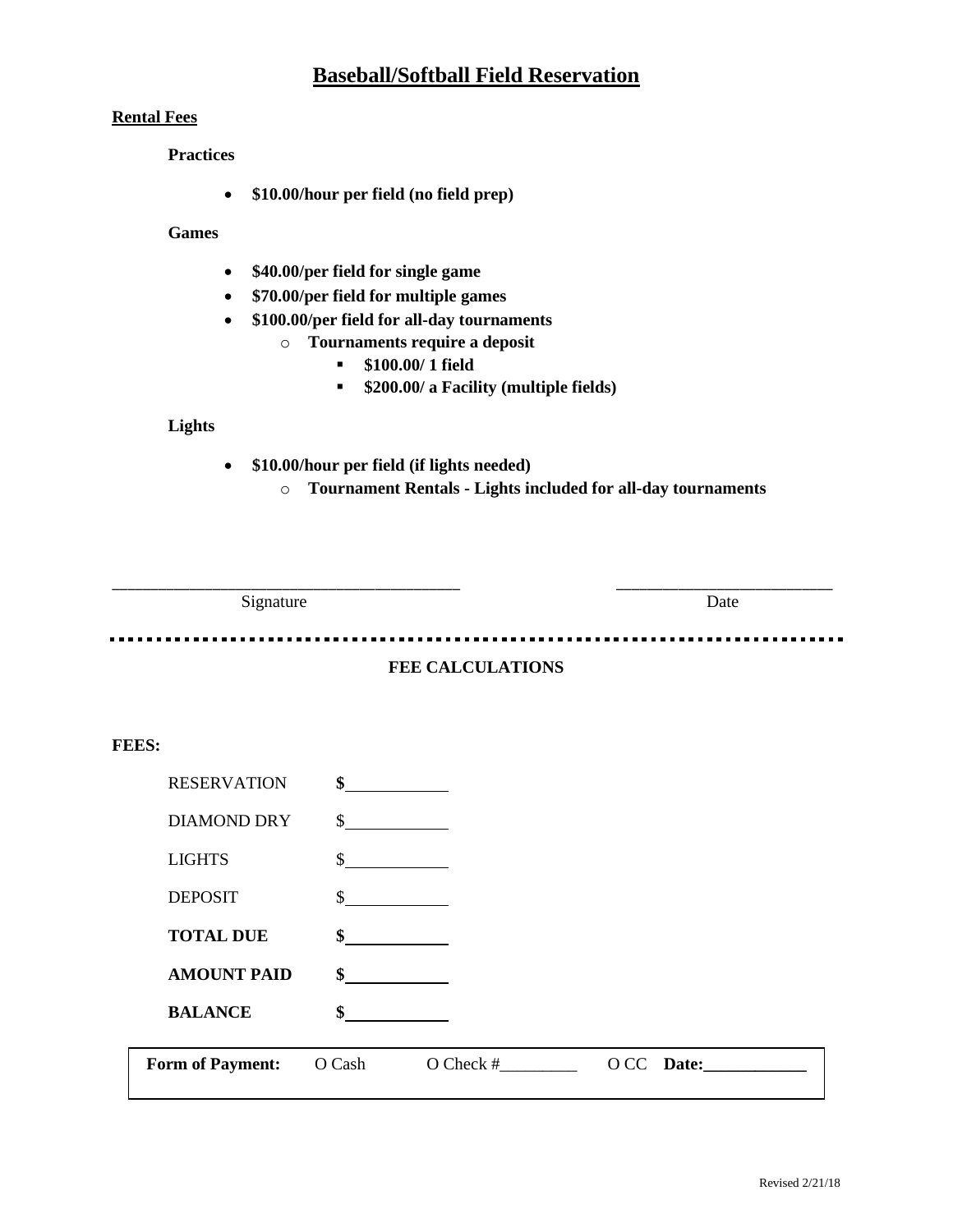# Baseball/Softball Field Reservation

**Rental Fees**

**Practices**

- **$10.00/hour per field (no field prep)**

**Games**

- **$40.00/per field for single game**
- **$70.00/per field for multiple games**
- **$100.00/per field for all-day tournaments**
  - **Tournaments require a deposit**
    - **$100.00/ 1 field**
    - **$200.00/ a Facility (multiple fields)**

**Lights**

- **$10.00/hour per field (if lights needed)**
  - **Tournament Rentals - Lights included for all-day tournaments**

_________________________________________ _________________________

Signature Date

---

**FEE CALCULATIONS**

**FEES:**

| | |
|---|---|
| RESERVATION | **$**__________ |
| DIAMOND DRY | $__________ |
| LIGHTS | $__________ |
| DEPOSIT | $__________ |
| **TOTAL DUE** | **$**__________ |
| **AMOUNT PAID** | **$**__________ |
| **BALANCE** | **$**__________ |

**Form of Payment:** O Cash O Check #_________ O CC **Date:____________**

Revised 2/21/18